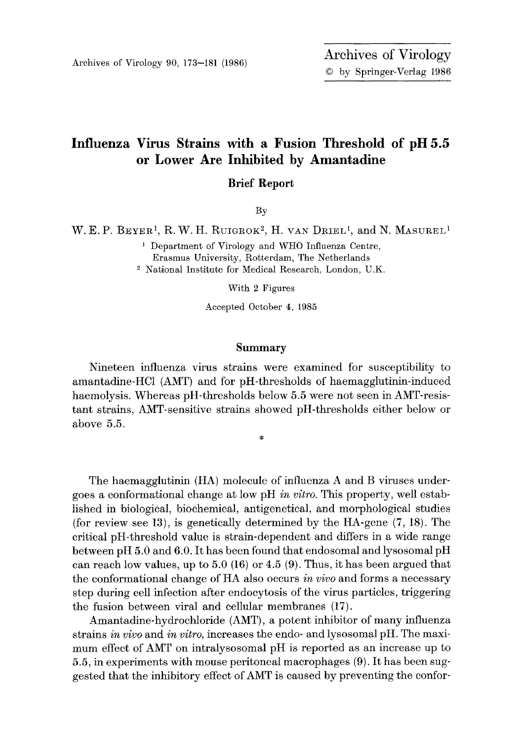Archives of Virology

© by Springer-Verlag 1986

# Influenza Virus Strains with a Fusion Threshold of pH 5.5 or Lower Are Inhibited by Amantadine

## Brief Report

By

W. E. P. Beyer[1], R. W. H. Ruigrok[2], H. van Driel[1], and N. Masurel[1]

[1] Department of Virology and WHO Influenza Centre, Erasmus University, Rotterdam, The Netherlands

[2] National Institute for Medical Research, London, U.K.

With 2 Figures

Accepted October 4, 1985

## Summary

Nineteen influenza virus strains were examined for susceptibility to amantadine-HCl (AMT) and for pH-thresholds of haemagglutinin-induced haemolysis. Whereas pH-thresholds below 5.5 were not seen in AMT-resistant strains, AMT-sensitive strains showed pH-thresholds either below or above 5.5.

\*

The haemagglutinin (HA) molecule of influenza A and B viruses undergoes a conformational change at low pH *in vitro*. This property, well established in biological, biochemical, antigenetical, and morphological studies (for review see 13), is genetically determined by the HA-gene (7, 18). The critical pH-threshold value is strain-dependent and differs in a wide range between pH 5.0 and 6.0. It has been found that endosomal and lysosomal pH can reach low values, up to 5.0 (16) or 4.5 (9). Thus, it has been argued that the conformational change of HA also occurs *in vivo* and forms a necessary step during cell infection after endocytosis of the virus particles, triggering the fusion between viral and cellular membranes (17).

Amantadine-hydrochloride (AMT), a potent inhibitor of many influenza strains *in vivo* and *in vitro*, increases the endo- and lysosomal pH. The maximum effect of AMT on intralysosomal pH is reported as an increase up to 5.5, in experiments with mouse peritoneal macrophages (9). It has been suggested that the inhibitory effect of AMT is caused by preventing the confor-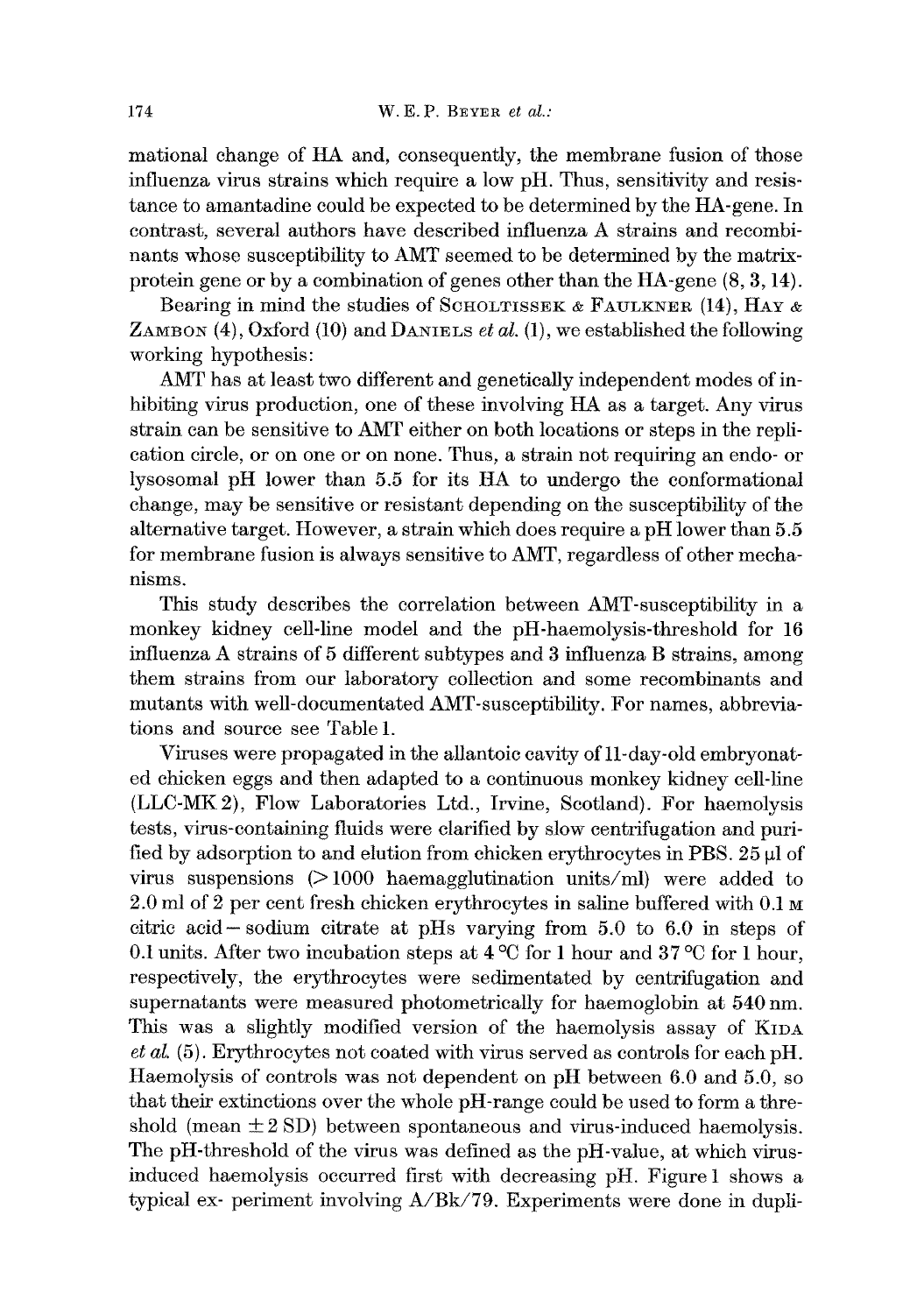mational change of HA and, consequently, the membrane fusion of those influenza virus strains which require a low pH. Thus, sensitivity and resistance to amantadine could be expected to be determined by the HA-gene. In contrast, several authors have described influenza A strains and recombinants whose susceptibility to AMT seemed to be determined by the matrix-protein gene or by a combination of genes other than the HA-gene (8, 3, 14).

Bearing in mind the studies of SCHOLTISSEK & FAULKNER (14), HAY & ZAMBON (4), Oxford (10) and DANIELS *et al.* (1), we established the following working hypothesis:

AMT has at least two different and genetically independent modes of inhibiting virus production, one of these involving HA as a target. Any virus strain can be sensitive to AMT either on both locations or steps in the replication circle, or on one or on none. Thus, a strain not requiring an endo- or lysosomal pH lower than 5.5 for its HA to undergo the conformational change, may be sensitive or resistant depending on the susceptibility of the alternative target. However, a strain which does require a pH lower than 5.5 for membrane fusion is always sensitive to AMT, regardless of other mechanisms.

This study describes the correlation between AMT-susceptibility in a monkey kidney cell-line model and the pH-haemolysis-threshold for 16 influenza A strains of 5 different subtypes and 3 influenza B strains, among them strains from our laboratory collection and some recombinants and mutants with well-documentated AMT-susceptibility. For names, abbreviations and source see Table 1.

Viruses were propagated in the allantoic cavity of 11-day-old embryonated chicken eggs and then adapted to a continuous monkey kidney cell-line (LLC-MK 2), Flow Laboratories Ltd., Irvine, Scotland). For haemolysis tests, virus-containing fluids were clarified by slow centrifugation and purified by adsorption to and elution from chicken erythrocytes in PBS. 25 μl of virus suspensions (> 1000 haemagglutination units/ml) were added to 2.0 ml of 2 per cent fresh chicken erythrocytes in saline buffered with 0.1 M citric acid – sodium citrate at pHs varying from 5.0 to 6.0 in steps of 0.1 units. After two incubation steps at 4 °C for 1 hour and 37 °C for 1 hour, respectively, the erythrocytes were sedimentated by centrifugation and supernatants were measured photometrically for haemoglobin at 540 nm. This was a slightly modified version of the haemolysis assay of KIDA *et al.* (5). Erythrocytes not coated with virus served as controls for each pH. Haemolysis of controls was not dependent on pH between 6.0 and 5.0, so that their extinctions over the whole pH-range could be used to form a threshold (mean ± 2 SD) between spontaneous and virus-induced haemolysis. The pH-threshold of the virus was defined as the pH-value, at which virus-induced haemolysis occurred first with decreasing pH. Figure 1 shows a typical ex- periment involving A/Bk/79. Experiments were done in dupli-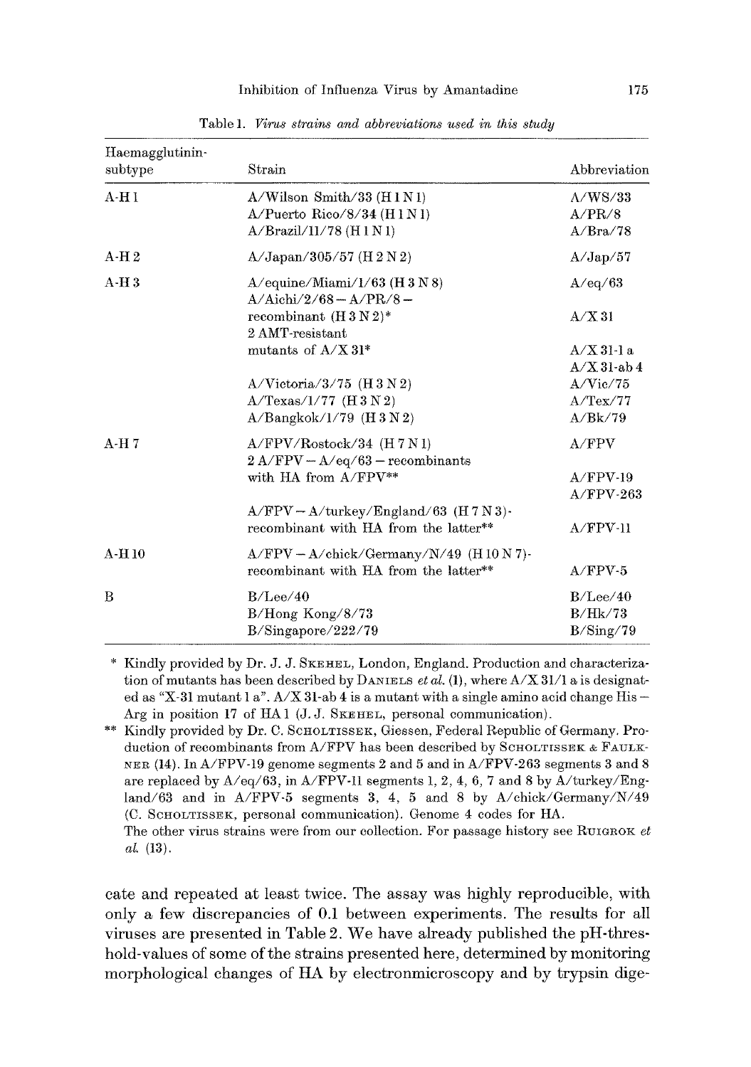Table 1. *Virus strains and abbreviations used in this study*

| Haemagglutinin-subtype | Strain | Abbreviation |
|---|---|---|
| A-H 1 | A/Wilson Smith/33 (H 1 N 1) | A/WS/33 |
| | A/Puerto Rico/8/34 (H 1 N 1) | A/PR/8 |
| | A/Brazil/11/78 (H 1 N 1) | A/Bra/78 |
| A-H 2 | A/Japan/305/57 (H 2 N 2) | A/Jap/57 |
| A-H 3 | A/equine/Miami/1/63 (H 3 N 8) | A/eq/63 |
| | A/Aichi/2/68 – A/PR/8 – recombinant (H 3 N 2)* | A/X 31 |
| | 2 AMT-resistant mutants of A/X 31* | A/X 31-1 a |
| | | A/X 31-ab 4 |
| | A/Victoria/3/75 (H 3 N 2) | A/Vic/75 |
| | A/Texas/1/77 (H 3 N 2) | A/Tex/77 |
| | A/Bangkok/1/79 (H 3 N 2) | A/Bk/79 |
| A-H 7 | A/FPV/Rostock/34 (H 7 N 1) | A/FPV |
| | 2 A/FPV – A/eq/63 – recombinants with HA from A/FPV** | A/FPV-19 |
| | | A/FPV-263 |
| | A/FPV – A/turkey/England/63 (H 7 N 3)-recombinant with HA from the latter** | A/FPV-11 |
| A-H 10 | A/FPV – A/chick/Germany/N/49 (H 10 N 7)-recombinant with HA from the latter** | A/FPV-5 |
| B | B/Lee/40 | B/Lee/40 |
| | B/Hong Kong/8/73 | B/Hk/73 |
| | B/Singapore/222/79 | B/Sing/79 |

\* Kindly provided by Dr. J. J. Skehel, London, England. Production and characterization of mutants has been described by Daniels *et al.* (1), where A/X 31/1 a is designated as "X-31 mutant 1 a". A/X 31-ab 4 is a mutant with a single amino acid change His – Arg in position 17 of HA 1 (J. J. Skehel, personal communication).

\** Kindly provided by Dr. C. Scholtissek, Giessen, Federal Republic of Germany. Production of recombinants from A/FPV has been described by Scholtissek & Faulkner (14). In A/FPV-19 genome segments 2 and 5 and in A/FPV-263 segments 3 and 8 are replaced by A/eq/63, in A/FPV-11 segments 1, 2, 4, 6, 7 and 8 by A/turkey/England/63 and in A/FPV-5 segments 3, 4, 5 and 8 by A/chick/Germany/N/49 (C. Scholtissek, personal communication). Genome 4 codes for HA.

The other virus strains were from our collection. For passage history see Ruigrok *et al.* (13).

cate and repeated at least twice. The assay was highly reproducible, with only a few discrepancies of 0.1 between experiments. The results for all viruses are presented in Table 2. We have already published the pH-threshold-values of some of the strains presented here, determined by monitoring morphological changes of HA by electronmicroscopy and by trypsin dige-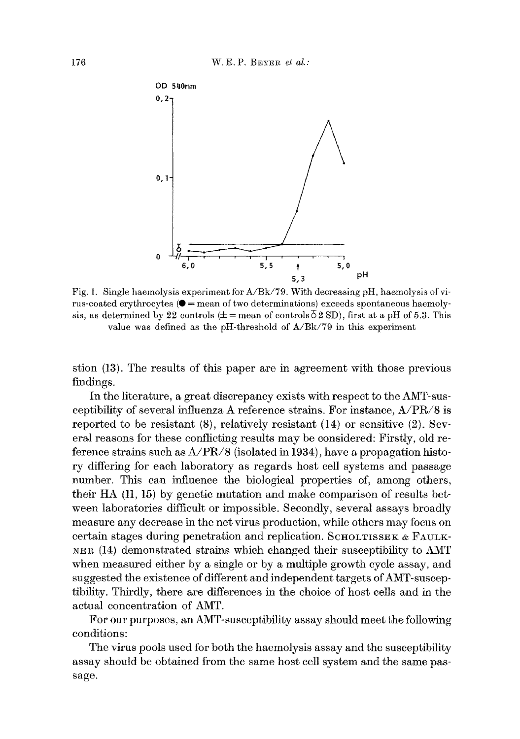Fig. 1. Single haemolysis experiment for A/Bk/79. With decreasing pH, haemolysis of virus-coated erythrocytes (● = mean of two determinations) exceeds spontaneous haemolysis, as determined by 22 controls (± = mean of controls ± 2 SD), first at a pH of 5.3. This value was defined as the pH-threshold of A/Bk/79 in this experiment

stion (13). The results of this paper are in agreement with those previous findings.

In the literature, a great discrepancy exists with respect to the AMT-susceptibility of several influenza A reference strains. For instance, A/PR/8 is reported to be resistant (8), relatively resistant (14) or sensitive (2). Several reasons for these conflicting results may be considered: Firstly, old reference strains such as A/PR/8 (isolated in 1934), have a propagation history differing for each laboratory as regards host cell systems and passage number. This can influence the biological properties of, among others, their HA (11, 15) by genetic mutation and make comparison of results between laboratories difficult or impossible. Secondly, several assays broadly measure any decrease in the net virus production, while others may focus on certain stages during penetration and replication. SCHOLTISSEK & FAULKNER (14) demonstrated strains which changed their susceptibility to AMT when measured either by a single or by a multiple growth cycle assay, and suggested the existence of different and independent targets of AMT-susceptibility. Thirdly, there are differences in the choice of host cells and in the actual concentration of AMT.

For our purposes, an AMT-susceptibility assay should meet the following conditions:

The virus pools used for both the haemolysis assay and the susceptibility assay should be obtained from the same host cell system and the same passage.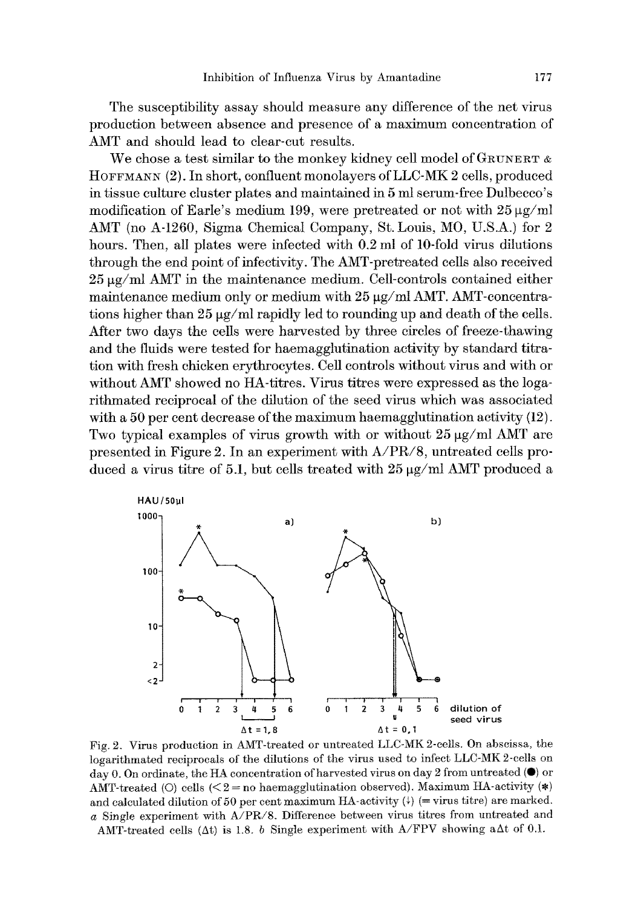The susceptibility assay should measure any difference of the net virus production between absence and presence of a maximum concentration of AMT and should lead to clear-cut results.

We chose a test similar to the monkey kidney cell model of GRUNERT & HOFFMANN (2). In short, confluent monolayers of LLC-MK 2 cells, produced in tissue culture cluster plates and maintained in 5 ml serum-free Dulbecco's modification of Earle's medium 199, were pretreated or not with 25 µg/ml AMT (no A-1260, Sigma Chemical Company, St. Louis, MO, U.S.A.) for 2 hours. Then, all plates were infected with 0.2 ml of 10-fold virus dilutions through the end point of infectivity. The AMT-pretreated cells also received 25 µg/ml AMT in the maintenance medium. Cell-controls contained either maintenance medium only or medium with 25 µg/ml AMT. AMT-concentrations higher than 25 µg/ml rapidly led to rounding up and death of the cells. After two days the cells were harvested by three circles of freeze-thawing and the fluids were tested for haemagglutination activity by standard titration with fresh chicken erythrocytes. Cell controls without virus and with or without AMT showed no HA-titres. Virus titres were expressed as the logarithmated reciprocal of the dilution of the seed virus which was associated with a 50 per cent decrease of the maximum haemagglutination activity (12). Two typical examples of virus growth with or without 25 µg/ml AMT are presented in Figure 2. In an experiment with A/PR/8, untreated cells produced a virus titre of 5.1, but cells treated with 25 µg/ml AMT produced a

Fig. 2. Virus production in AMT-treated or untreated LLC-MK 2-cells. On abscissa, the logarithmated reciprocals of the dilutions of the virus used to infect LLC-MK 2-cells on day 0. On ordinate, the HA concentration of harvested virus on day 2 from untreated (●) or AMT-treated (○) cells (< 2 = no haemagglutination observed). Maximum HA-activity (*) and calculated dilution of 50 per cent maximum HA-activity (↓) (= virus titre) are marked. *a* Single experiment with A/PR/8. Difference between virus titres from untreated and AMT-treated cells (Δt) is 1.8. *b* Single experiment with A/FPV showing a Δt of 0.1.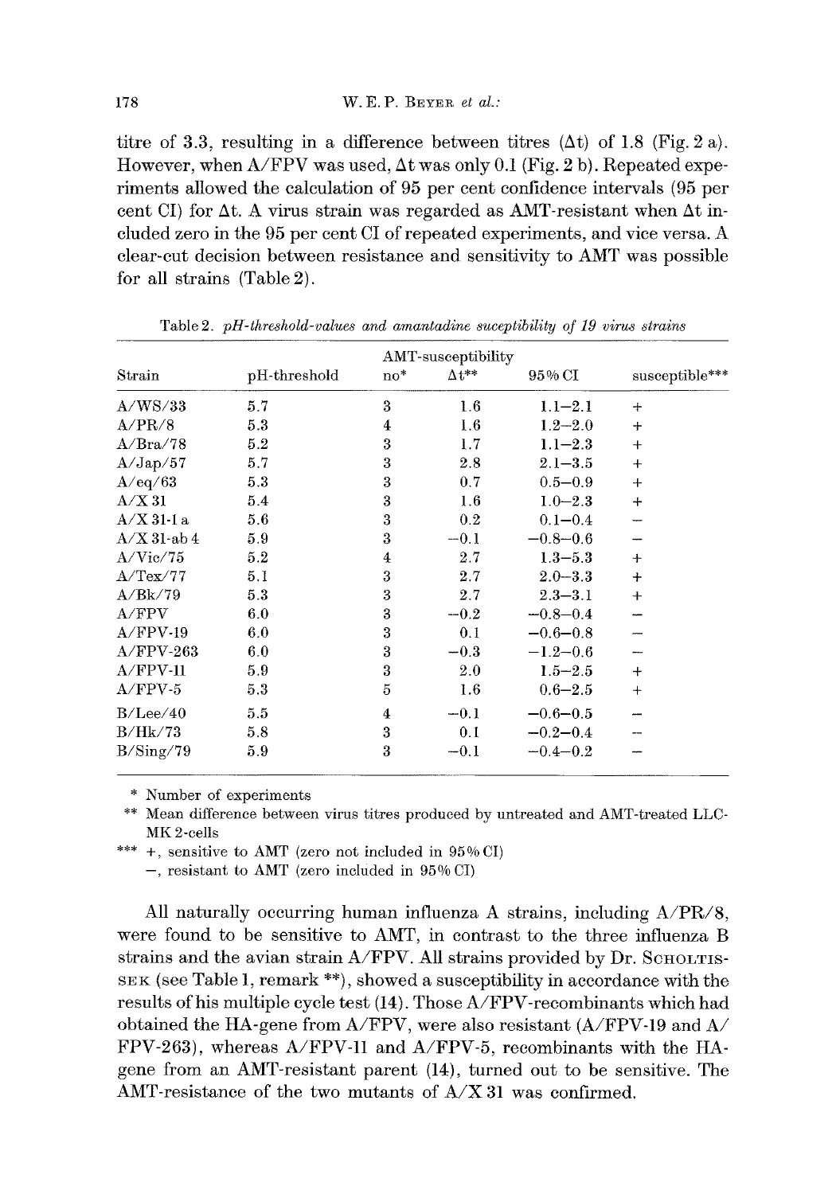titre of 3.3, resulting in a difference between titres (Δt) of 1.8 (Fig. 2 a). However, when A/FPV was used, Δt was only 0.1 (Fig. 2 b). Repeated experiments allowed the calculation of 95 per cent confidence intervals (95 per cent CI) for Δt. A virus strain was regarded as AMT-resistant when Δt included zero in the 95 per cent CI of repeated experiments, and vice versa. A clear-cut decision between resistance and sensitivity to AMT was possible for all strains (Table 2).

Table 2. *pH-threshold-values and amantadine suceptibility of 19 virus strains*

| Strain | pH-threshold | AMT-susceptibility | | | |
|---|---|---|---|---|---|
| | | no* | Δt** | 95% CI | susceptible*** |
| A/WS/33 | 5.7 | 3 | 1.6 | 1.1–2.1 | + |
| A/PR/8 | 5.3 | 4 | 1.6 | 1.2–2.0 | + |
| A/Bra/78 | 5.2 | 3 | 1.7 | 1.1–2.3 | + |
| A/Jap/57 | 5.7 | 3 | 2.8 | 2.1–3.5 | + |
| A/eq/63 | 5.3 | 3 | 0.7 | 0.5–0.9 | + |
| A/X 31 | 5.4 | 3 | 1.6 | 1.0–2.3 | + |
| A/X 31-1 a | 5.6 | 3 | 0.2 | 0.1–0.4 | – |
| A/X 31-ab 4 | 5.9 | 3 | –0.1 | –0.8–0.6 | – |
| A/Vic/75 | 5.2 | 4 | 2.7 | 1.3–5.3 | + |
| A/Tex/77 | 5.1 | 3 | 2.7 | 2.0–3.3 | + |
| A/Bk/79 | 5.3 | 3 | 2.7 | 2.3–3.1 | + |
| A/FPV | 6.0 | 3 | –0.2 | –0.8–0.4 | – |
| A/FPV-19 | 6.0 | 3 | 0.1 | –0.6–0.8 | – |
| A/FPV-263 | 6.0 | 3 | –0.3 | –1.2–0.6 | – |
| A/FPV-11 | 5.9 | 3 | 2.0 | 1.5–2.5 | + |
| A/FPV-5 | 5.3 | 5 | 1.6 | 0.6–2.5 | + |
| B/Lee/40 | 5.5 | 4 | –0.1 | –0.6–0.5 | – |
| B/Hk/73 | 5.8 | 3 | 0.1 | –0.2–0.4 | – |
| B/Sing/79 | 5.9 | 3 | –0.1 | –0.4–0.2 | – |

\* Number of experiments

\*\* Mean difference between virus titres produced by untreated and AMT-treated LLC-MK 2-cells

\*\*\* +, sensitive to AMT (zero not included in 95% CI)
–, resistant to AMT (zero included in 95% CI)

All naturally occurring human influenza A strains, including A/PR/8, were found to be sensitive to AMT, in contrast to the three influenza B strains and the avian strain A/FPV. All strains provided by Dr. Scholtissek (see Table 1, remark **), showed a susceptibility in accordance with the results of his multiple cycle test (14). Those A/FPV-recombinants which had obtained the HA-gene from A/FPV, were also resistant (A/FPV-19 and A/FPV-263), whereas A/FPV-11 and A/FPV-5, recombinants with the HA-gene from an AMT-resistant parent (14), turned out to be sensitive. The AMT-resistance of the two mutants of A/X 31 was confirmed.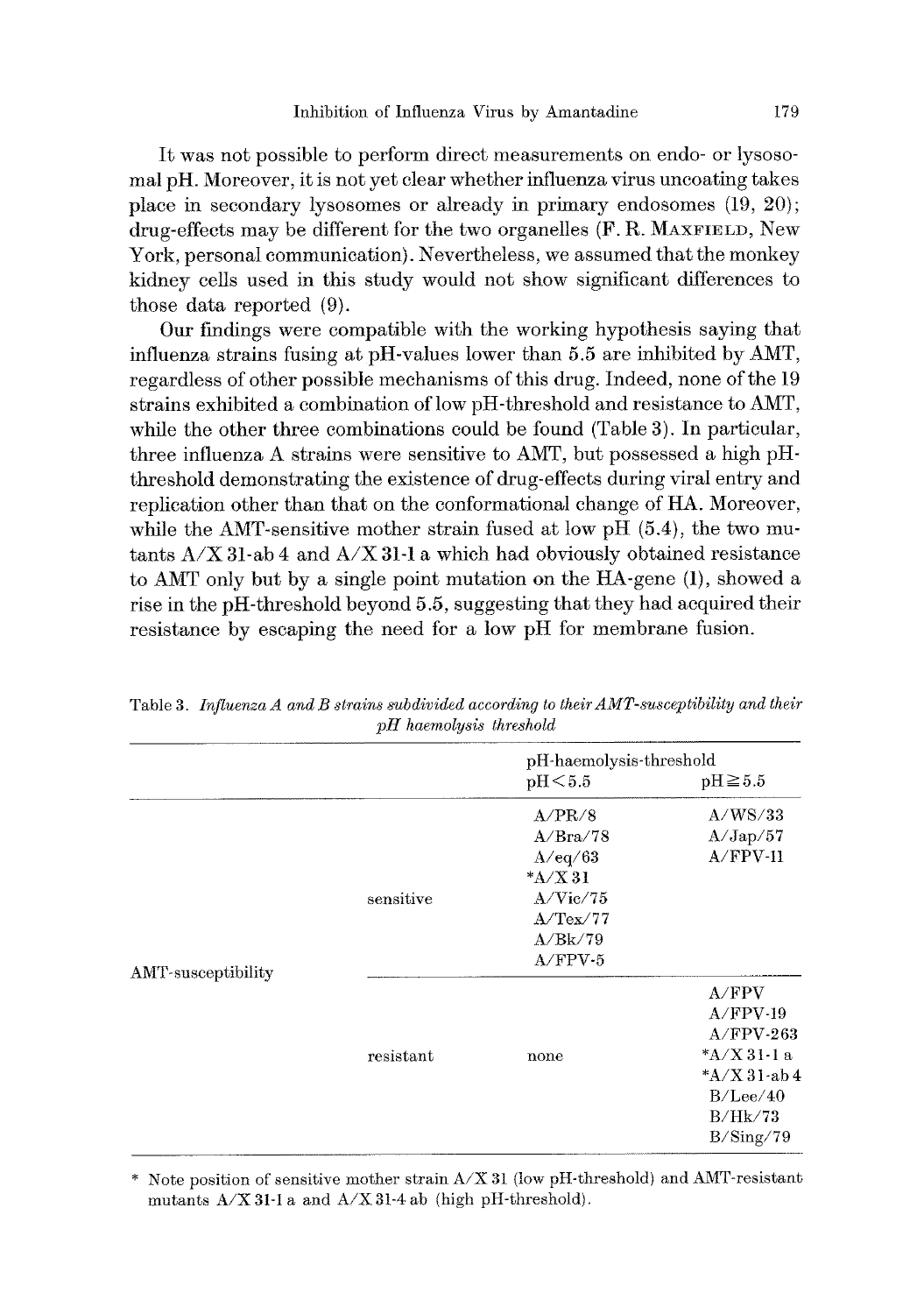It was not possible to perform direct measurements on endo- or lysosomal pH. Moreover, it is not yet clear whether influenza virus uncoating takes place in secondary lysosomes or already in primary endosomes (19, 20); drug-effects may be different for the two organelles (F. R. MAXFIELD, New York, personal communication). Nevertheless, we assumed that the monkey kidney cells used in this study would not show significant differences to those data reported (9).

Our findings were compatible with the working hypothesis saying that influenza strains fusing at pH-values lower than 5.5 are inhibited by AMT, regardless of other possible mechanisms of this drug. Indeed, none of the 19 strains exhibited a combination of low pH-threshold and resistance to AMT, while the other three combinations could be found (Table 3). In particular, three influenza A strains were sensitive to AMT, but possessed a high pH-threshold demonstrating the existence of drug-effects during viral entry and replication other than that on the conformational change of HA. Moreover, while the AMT-sensitive mother strain fused at low pH (5.4), the two mutants A/X 31-ab 4 and A/X 31-1 a which had obviously obtained resistance to AMT only but by a single point mutation on the HA-gene (1), showed a rise in the pH-threshold beyond 5.5, suggesting that they had acquired their resistance by escaping the need for a low pH for membrane fusion.

Table 3. *Influenza A and B strains subdivided according to their AMT-susceptibility and their pH haemolysis threshold*

| | | pH-haemolysis-threshold | |
|---|---|---|---|
| | | pH < 5.5 | pH ≧ 5.5 |
| AMT-susceptibility | sensitive | A/PR/8<br>A/Bra/78<br>A/eq/63<br>*A/X 31<br>A/Vic/75<br>A/Tex/77<br>A/Bk/79<br>A/FPV-5 | A/WS/33<br>A/Jap/57<br>A/FPV-11 |
| | resistant | none | A/FPV<br>A/FPV-19<br>A/FPV-263<br>*A/X 31-1 a<br>*A/X 31-ab 4<br>B/Lee/40<br>B/Hk/73<br>B/Sing/79 |

* Note position of sensitive mother strain A/X 31 (low pH-threshold) and AMT-resistant mutants A/X 31-1 a and A/X 31-4 ab (high pH-threshold).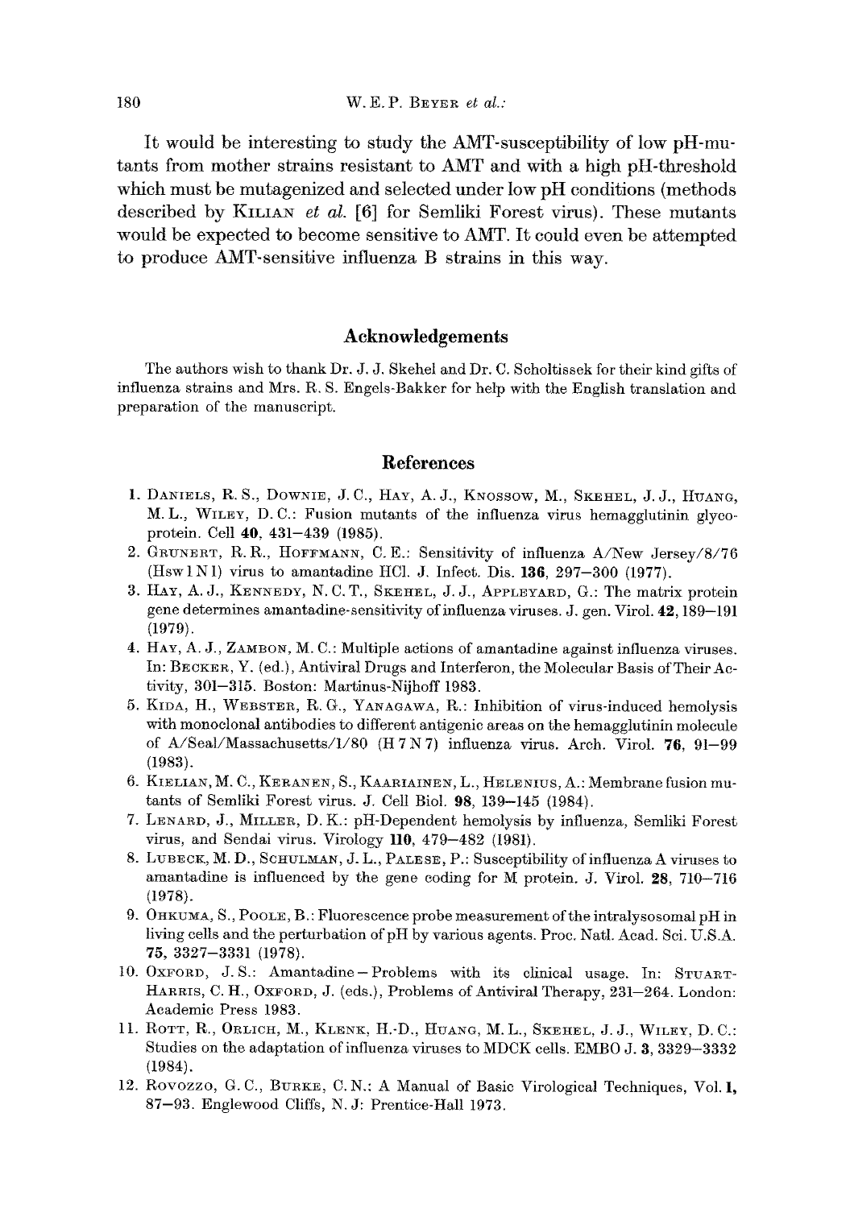It would be interesting to study the AMT-susceptibility of low pH-mutants from mother strains resistant to AMT and with a high pH-threshold which must be mutagenized and selected under low pH conditions (methods described by KILIAN *et al.* [6] for Semliki Forest virus). These mutants would be expected to become sensitive to AMT. It could even be attempted to produce AMT-sensitive influenza B strains in this way.

## Acknowledgements

The authors wish to thank Dr. J. J. Skehel and Dr. C. Scholtissek for their kind gifts of influenza strains and Mrs. R. S. Engels-Bakker for help with the English translation and preparation of the manuscript.

## References

1. DANIELS, R. S., DOWNIE, J. C., HAY, A. J., KNOSSOW, M., SKEHEL, J. J., HUANG, M. L., WILEY, D. C.: Fusion mutants of the influenza virus hemagglutinin glycoprotein. Cell **40**, 431–439 (1985).
2. GRUNERT, R. R., HOFFMANN, C. E.: Sensitivity of influenza A/New Jersey/8/76 (Hsw1N1) virus to amantadine HCl. J. Infect. Dis. **136**, 297–300 (1977).
3. HAY, A. J., KENNEDY, N. C. T., SKEHEL, J. J., APPLEYARD, G.: The matrix protein gene determines amantadine-sensitivity of influenza viruses. J. gen. Virol. **42**, 189–191 (1979).
4. HAY, A. J., ZAMBON, M. C.: Multiple actions of amantadine against influenza viruses. In: BECKER, Y. (ed.), Antiviral Drugs and Interferon, the Molecular Basis of Their Activity, 301–315. Boston: Martinus-Nijhoff 1983.
5. KIDA, H., WEBSTER, R. G., YANAGAWA, R.: Inhibition of virus-induced hemolysis with monoclonal antibodies to different antigenic areas on the hemagglutinin molecule of A/Seal/Massachusetts/1/80 (H7N7) influenza virus. Arch. Virol. **76**, 91–99 (1983).
6. KIELIAN, M. C., KERANEN, S., KAARIAINEN, L., HELENIUS, A.: Membrane fusion mutants of Semliki Forest virus. J. Cell Biol. **98**, 139–145 (1984).
7. LENARD, J., MILLER, D. K.: pH-Dependent hemolysis by influenza, Semliki Forest virus, and Sendai virus. Virology **110**, 479–482 (1981).
8. LUBECK, M. D., SCHULMAN, J. L., PALESE, P.: Susceptibility of influenza A viruses to amantadine is influenced by the gene coding for M protein. J. Virol. **28**, 710–716 (1978).
9. OHKUMA, S., POOLE, B.: Fluorescence probe measurement of the intralysosomal pH in living cells and the perturbation of pH by various agents. Proc. Natl. Acad. Sci. U.S.A. **75**, 3327–3331 (1978).
10. OXFORD, J. S.: Amantadine – Problems with its clinical usage. In: STUART-HARRIS, C. H., OXFORD, J. (eds.), Problems of Antiviral Therapy, 231–264. London: Academic Press 1983.
11. ROTT, R., ORLICH, M., KLENK, H.-D., HUANG, M. L., SKEHEL, J. J., WILEY, D. C.: Studies on the adaptation of influenza viruses to MDCK cells. EMBO J. **3**, 3329–3332 (1984).
12. ROVOZZO, G. C., BURKE, C. N.: A Manual of Basic Virological Techniques, Vol. **1**, 87–93. Englewood Cliffs, N. J: Prentice-Hall 1973.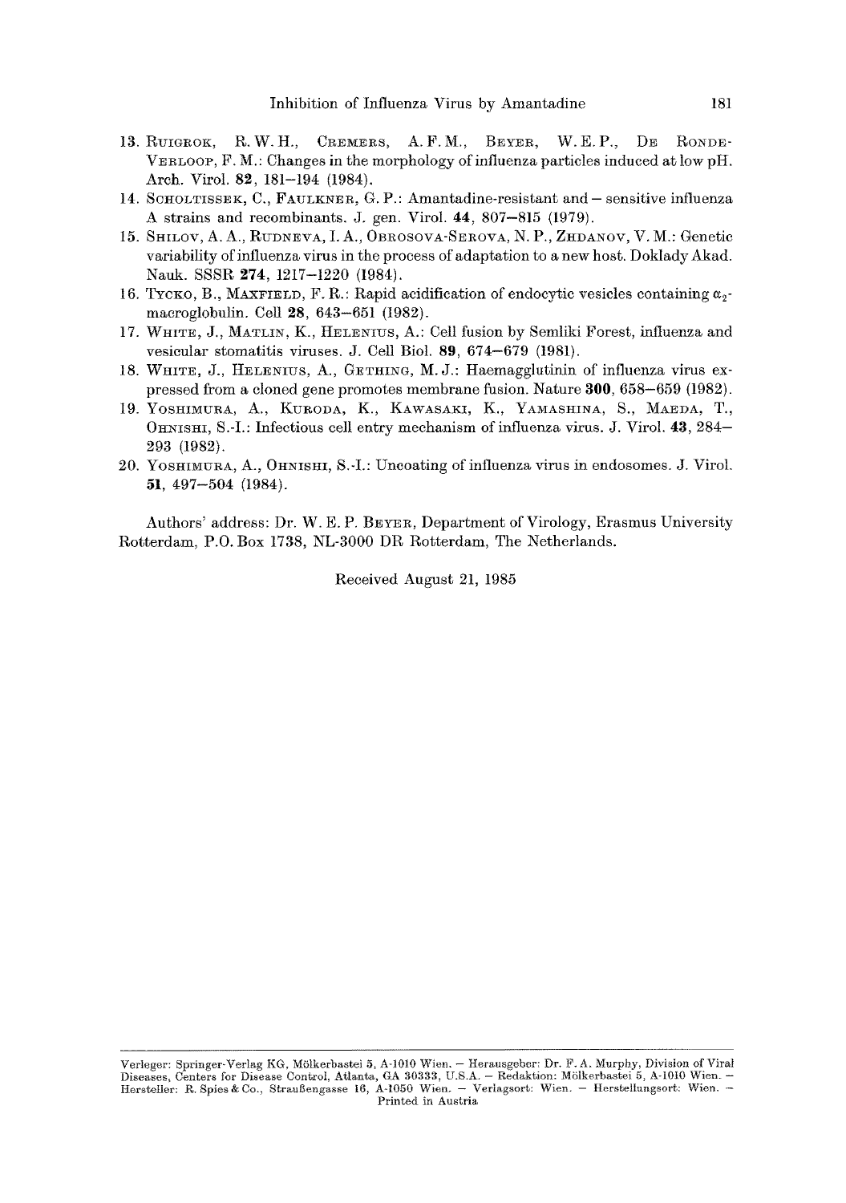13. RUIGROK, R. W. H., CREMERS, A. F. M., BEYER, W. E. P., DE RONDE-VERLOOP, F. M.: Changes in the morphology of influenza particles induced at low pH. Arch. Virol. **82**, 181–194 (1984).
14. SCHOLTISSEK, C., FAULKNER, G. P.: Amantadine-resistant and – sensitive influenza A strains and recombinants. J. gen. Virol. **44**, 807–815 (1979).
15. SHILOV, A. A., RUDNEVA, I. A., OBROSOVA-SEROVA, N. P., ZHDANOV, V. M.: Genetic variability of influenza virus in the process of adaptation to a new host. Doklady Akad. Nauk. SSSR **274**, 1217–1220 (1984).
16. TYCKO, B., MAXFIELD, F. R.: Rapid acidification of endocytic vesicles containing $\alpha_2$-macroglobulin. Cell **28**, 643–651 (1982).
17. WHITE, J., MATLIN, K., HELENIUS, A.: Cell fusion by Semliki Forest, influenza and vesicular stomatitis viruses. J. Cell Biol. **89**, 674–679 (1981).
18. WHITE, J., HELENIUS, A., GETHING, M. J.: Haemagglutinin of influenza virus expressed from a cloned gene promotes membrane fusion. Nature **300**, 658–659 (1982).
19. YOSHIMURA, A., KURODA, K., KAWASAKI, K., YAMASHINA, S., MAEDA, T., OHNISHI, S.-I.: Infectious cell entry mechanism of influenza virus. J. Virol. **43**, 284–293 (1982).
20. YOSHIMURA, A., OHNISHI, S.-I.: Uncoating of influenza virus in endosomes. J. Virol. **51**, 497–504 (1984).

Authors' address: Dr. W. E. P. BEYER, Department of Virology, Erasmus University Rotterdam, P.O. Box 1738, NL-3000 DR Rotterdam, The Netherlands.

Received August 21, 1985

Verleger: Springer-Verlag KG, Mölkerbastei 5, A-1010 Wien. – Herausgeber: Dr. F. A. Murphy, Division of Viral Diseases, Centers for Disease Control, Atlanta, GA 30333, U.S.A. – Redaktion: Mölkerbastei 5, A-1010 Wien. – Hersteller: R. Spies & Co., Straußengasse 16, A-1050 Wien. – Verlagsort: Wien. – Herstellungsort: Wien. – Printed in Austria